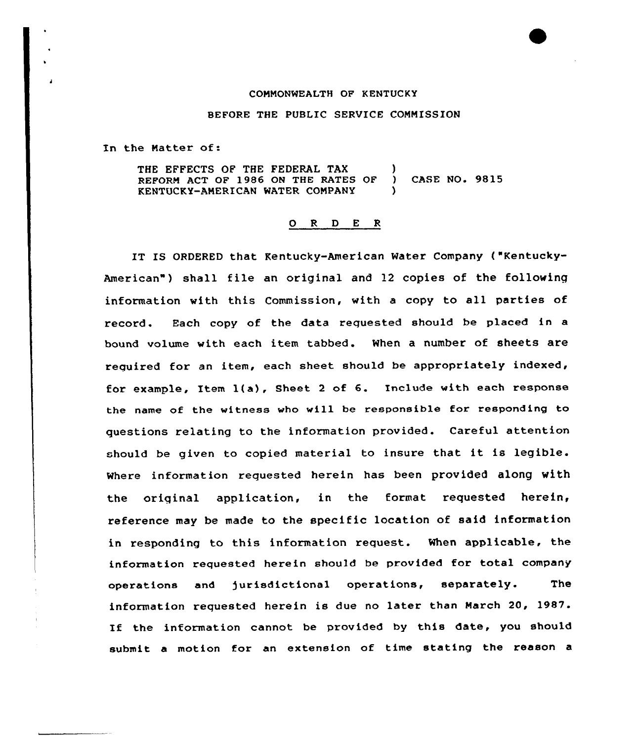COMMONWEALTH OF KENTUCKY

BEFORE THE PUBLIC SERVICE COMMISSION

In the Matter of:

| | | |
|---|---|---|
| THE EFFECTS OF THE FEDERAL TAX REFORM ACT OF 1986 ON THE RATES OF KENTUCKY-AMERICAN WATER COMPANY | ) ) ) | CASE NO. 9815 |

O R D E R

IT IS ORDERED that Kentucky-American Water Company ("Kentucky-American") shall file an original and 12 copies of the following information with this Commission, with a copy to all parties of record. Each copy of the data requested should be placed in a bound volume with each item tabbed. When a number of sheets are required for an item, each sheet should be appropriately indexed, for example, Item 1(a), Sheet 2 of 6. Include with each response the name of the witness who will be responsible for responding to questions relating to the information provided. Careful attention should be given to copied material to insure that it is legible. Where information requested herein has been provided along with the original application, in the format requested herein, reference may be made to the specific location of said information in responding to this information request. When applicable, the information requested herein should be provided for total company operations and jurisdictional operations, separately. The information requested herein is due no later than March 20, 1987. If the information cannot be provided by this date, you should submit a motion for an extension of time stating the reason a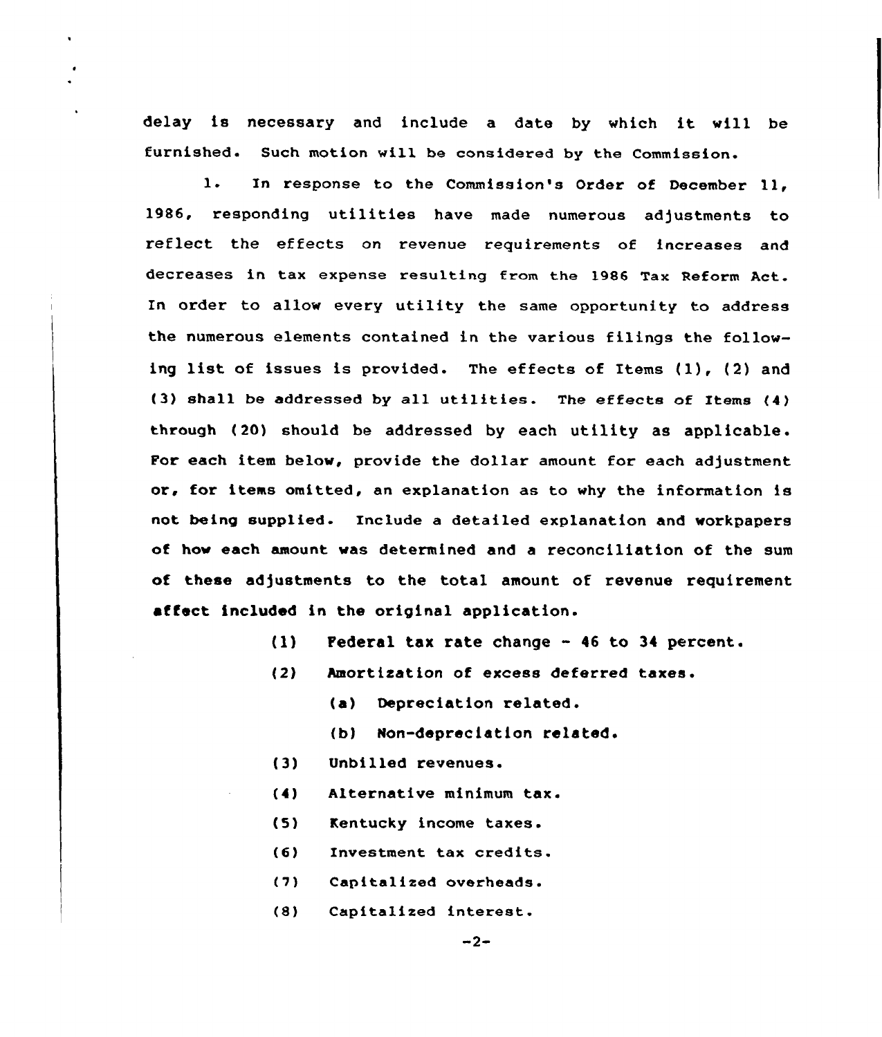delay is necessary and include a date by which it will be furnished. Such motion will be considered by the Commission.

1. In response to the Commission's Order of December 11, 1986, responding utilities have made numerous adjustments to reflect the effects on revenue requirements of increases and decreases in tax expense resulting from the 1986 Tax Reform Act. In order to allow every utility the same opportunity to address the numerous elements contained in the various filings the following list of issues is provided. The effects of Items (1), (2) and (3) shall be addressed by all utilities. The effects of Items (4) through (20) should be addressed by each utility as applicable. For each item below, provide the dollar amount for each adjustment or, for items omitted, an explanation as to why the information is not being supplied. Include a detailed explanation and workpapers of how each amount was determined and a reconciliation of the sum of these adjustments to the total amount of revenue requirement affect included in the original application.

(1) Federal tax rate change - 46 to 34 percent.

(2) Amortization of excess deferred taxes.

  (a) Depreciation related.

  (b) Non-depreciation related.

(3) Unbilled revenues.

(4) Alternative minimum tax.

(5) Kentucky income taxes.

(6) Investment tax credits.

(7) Capitalized overheads.

(8) Capitalized interest.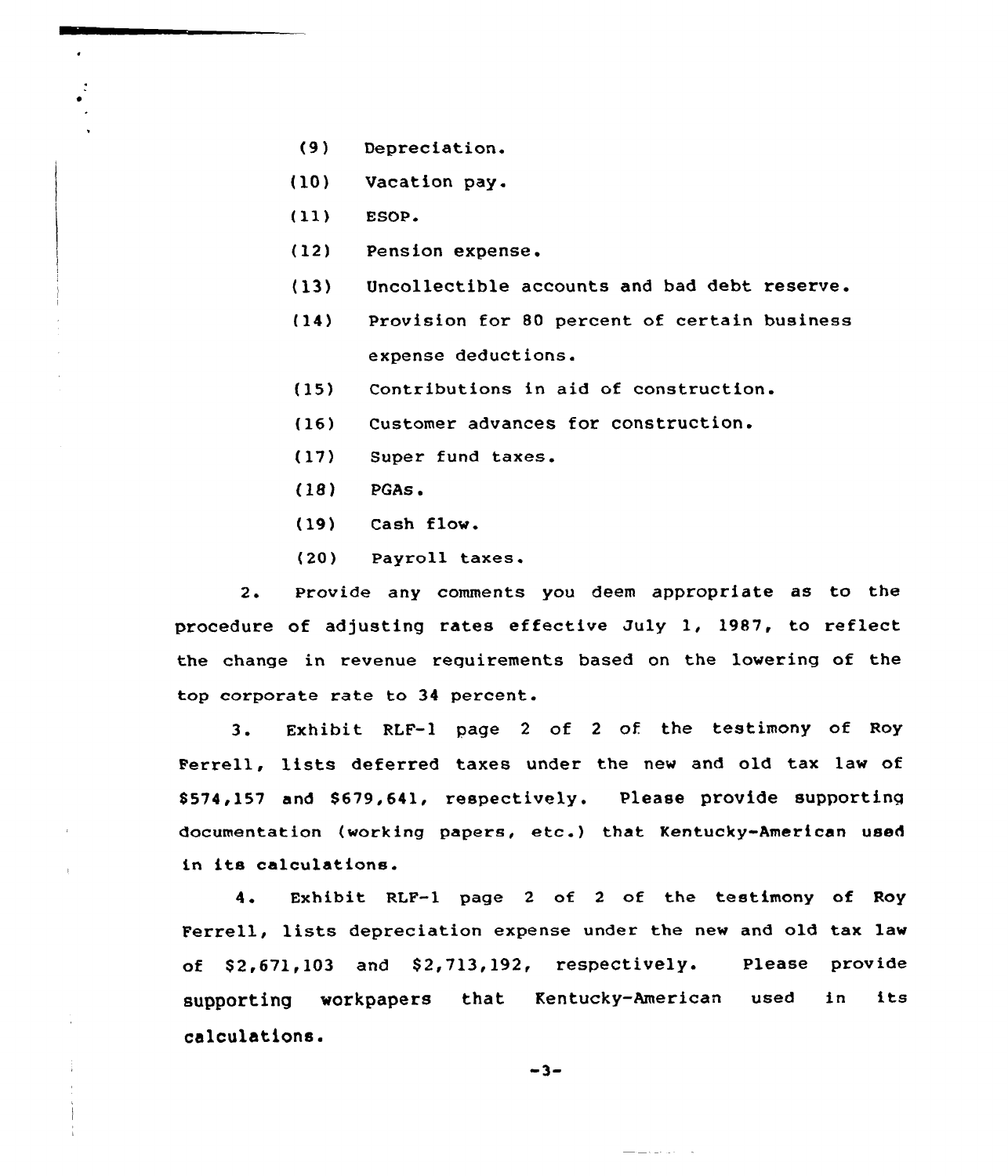(9) Depreciation.

(10) Vacation pay.

(11) ESOP.

(12) Pension expense.

(13) Uncollectible accounts and bad debt reserve.

(14) Provision for 80 percent of certain business expense deductions.

(15) Contributions in aid of construction.

(16) Customer advances for construction.

(17) Super fund taxes.

(18) PGAs.

(19) Cash flow.

(20) Payroll taxes.

2. Provide any comments you deem appropriate as to the procedure of adjusting rates effective July 1, 1987, to reflect the change in revenue requirements based on the lowering of the top corporate rate to 34 percent.

3. Exhibit RLF-1 page 2 of 2 of the testimony of Roy Ferrell, lists deferred taxes under the new and old tax law of $574,157 and $679,641, respectively. Please provide supporting documentation (working papers, etc.) that Kentucky-American used in its calculations.

4. Exhibit RLF-1 page 2 of 2 of the testimony of Roy Ferrell, lists depreciation expense under the new and old tax law of $2,671,103 and $2,713,192, respectively. Please provide supporting workpapers that Kentucky-American used in its calculations.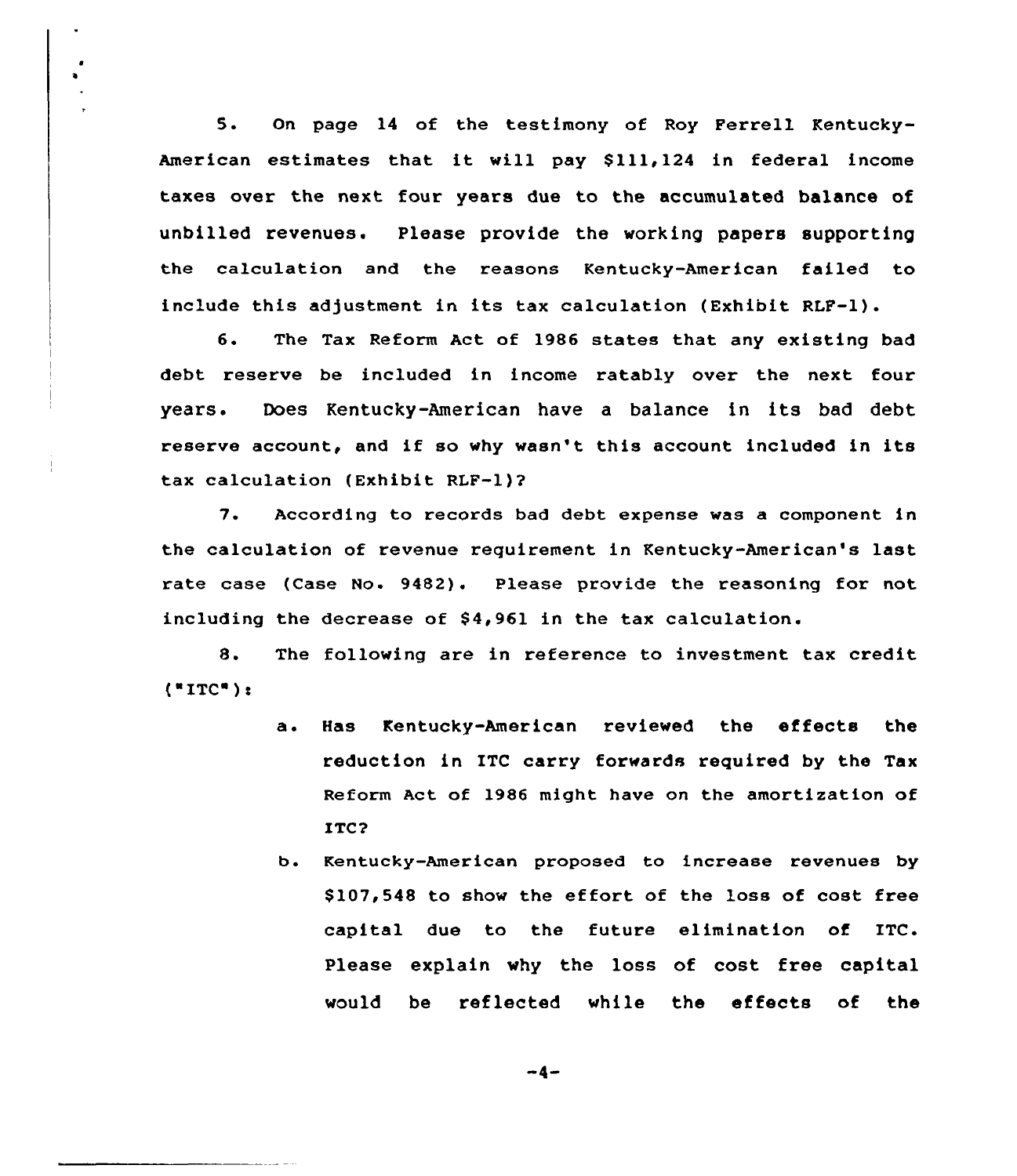5. On page 14 of the testimony of Roy Ferrell Kentucky-American estimates that it will pay $111,124 in federal income taxes over the next four years due to the accumulated balance of unbilled revenues. Please provide the working papers supporting the calculation and the reasons Kentucky-American failed to include this adjustment in its tax calculation (Exhibit RLF-1).

6. The Tax Reform Act of 1986 states that any existing bad debt reserve be included in income ratably over the next four years. Does Kentucky-American have a balance in its bad debt reserve account, and if so why wasn't this account included in its tax calculation (Exhibit RLF-1)?

7. According to records bad debt expense was a component in the calculation of revenue requirement in Kentucky-American's last rate case (Case No. 9482). Please provide the reasoning for not including the decrease of $4,961 in the tax calculation.

8. The following are in reference to investment tax credit ("ITC"):

   a. Has Kentucky-American reviewed the effects the reduction in ITC carry forwards required by the Tax Reform Act of 1986 might have on the amortization of ITC?

   b. Kentucky-American proposed to increase revenues by $107,548 to show the effort of the loss of cost free capital due to the future elimination of ITC. Please explain why the loss of cost free capital would be reflected while the effects of the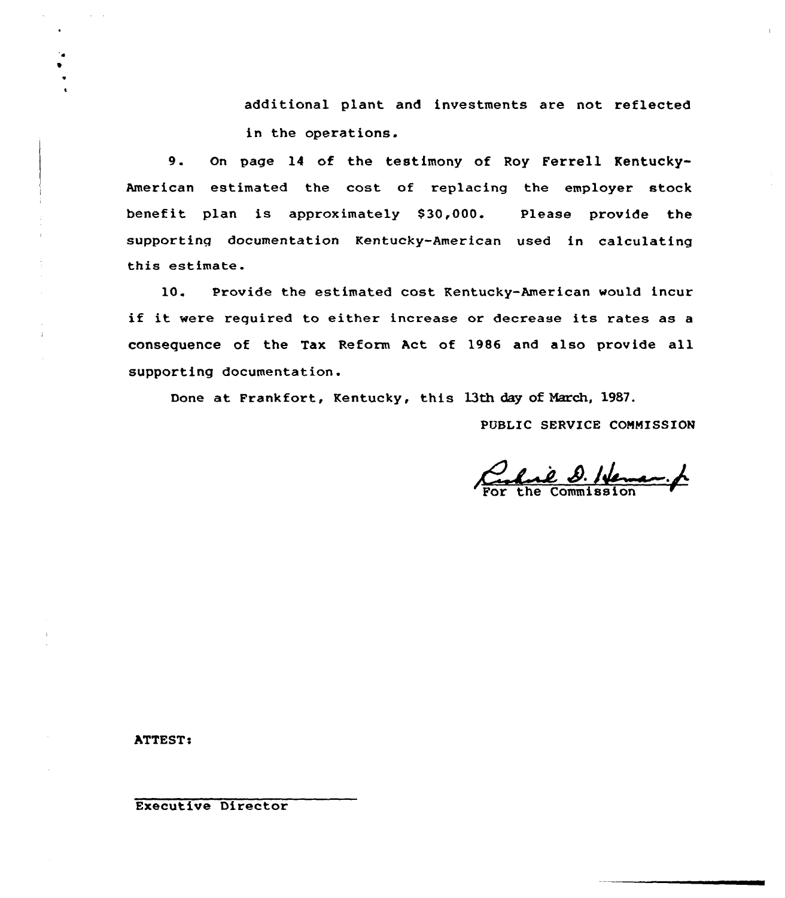additional plant and investments are not reflected in the operations.

9. On page 14 of the testimony of Roy Ferrell Kentucky-American estimated the cost of replacing the employer stock benefit plan is approximately $30,000. Please provide the supporting documentation Kentucky-American used in calculating this estimate.

10. Provide the estimated cost Kentucky-American would incur if it were required to either increase or decrease its rates as a consequence of the Tax Reform Act of 1986 and also provide all supporting documentation.

Done at Frankfort, Kentucky, this 13th day of March, 1987.

PUBLIC SERVICE COMMISSION

For the Commission

ATTEST:

Executive Director